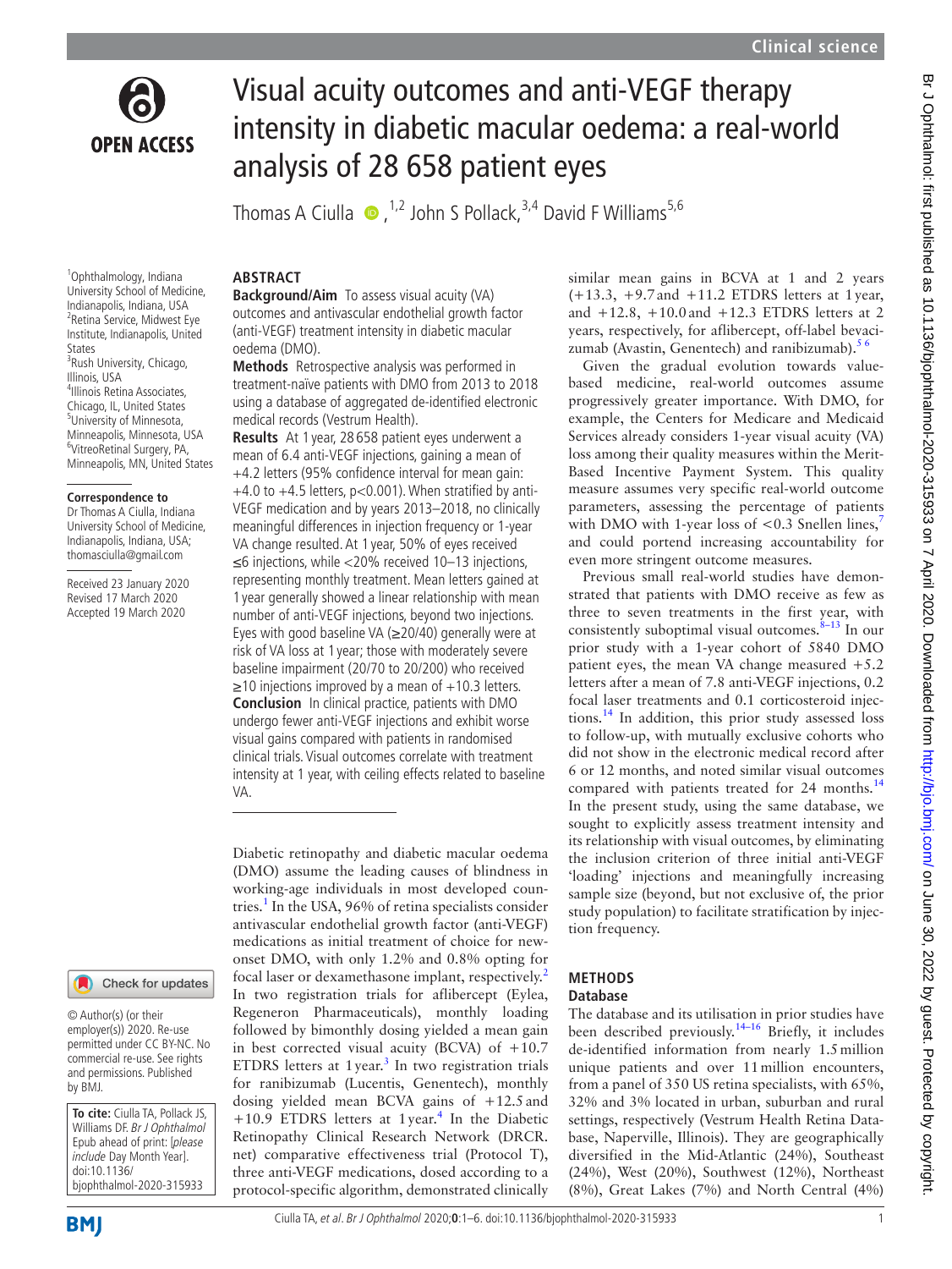# Visual acuity outcomes and anti-VEGF therapy intensity in diabetic macular oedema: a real-world analysis of 28 658 patient eyes

Thomas A Ciulla [1,2], John S Pollack [3,4], David F Williams [5,6]

[1] Ophthalmology, Indiana University School of Medicine, Indianapolis, Indiana, USA
[2] Retina Service, Midwest Eye Institute, Indianapolis, United States
[3] Rush University, Chicago, Illinois, USA
[4] Illinois Retina Associates, Chicago, IL, United States
[5] University of Minnesota, Minneapolis, Minnesota, USA
[6] VitreoRetinal Surgery, PA, Minneapolis, MN, United States

**Correspondence to**
Dr Thomas A Ciulla, Indiana University School of Medicine, Indianapolis, Indiana, USA; thomasciulla@gmail.com

Received 23 January 2020
Revised 17 March 2020
Accepted 19 March 2020

© Author(s) (or their employer(s)) 2020. Re-use permitted under CC BY-NC. No commercial re-use. See rights and permissions. Published by BMJ.

**To cite:** Ciulla TA, Pollack JS, Williams DF. *Br J Ophthalmol* Epub ahead of print: [*please include* Day Month Year]. doi:10.1136/bjophthalmol-2020-315933

## ABSTRACT

**Background/Aim** To assess visual acuity (VA) outcomes and antivascular endothelial growth factor (anti-VEGF) treatment intensity in diabetic macular oedema (DMO).

**Methods** Retrospective analysis was performed in treatment-naïve patients with DMO from 2013 to 2018 using a database of aggregated de-identified electronic medical records (Vestrum Health).

**Results** At 1 year, 28 658 patient eyes underwent a mean of 6.4 anti-VEGF injections, gaining a mean of +4.2 letters (95% confidence interval for mean gain: +4.0 to +4.5 letters, $p<0.001$). When stratified by anti-VEGF medication and by years 2013–2018, no clinically meaningful differences in injection frequency or 1-year VA change resulted. At 1 year, 50% of eyes received ≤6 injections, while <20% received 10–13 injections, representing monthly treatment. Mean letters gained at 1 year generally showed a linear relationship with mean number of anti-VEGF injections, beyond two injections. Eyes with good baseline VA (≥20/40) generally were at risk of VA loss at 1 year; those with moderately severe baseline impairment (20/70 to 20/200) who received ≥10 injections improved by a mean of +10.3 letters.

**Conclusion** In clinical practice, patients with DMO undergo fewer anti-VEGF injections and exhibit worse visual gains compared with patients in randomised clinical trials. Visual outcomes correlate with treatment intensity at 1 year, with ceiling effects related to baseline VA.

Diabetic retinopathy and diabetic macular oedema (DMO) assume the leading causes of blindness in working-age individuals in most developed countries.[1] In the USA, 96% of retina specialists consider antivascular endothelial growth factor (anti-VEGF) medications as initial treatment of choice for new-onset DMO, with only 1.2% and 0.8% opting for focal laser or dexamethasone implant, respectively.[2] In two registration trials for aflibercept (Eylea, Regeneron Pharmaceuticals), monthly loading followed by bimonthly dosing yielded a mean gain in best corrected visual acuity (BCVA) of +10.7 ETDRS letters at 1 year.[3] In two registration trials for ranibizumab (Lucentis, Genentech), monthly dosing yielded mean BCVA gains of +12.5 and +10.9 ETDRS letters at 1 year.[4] In the Diabetic Retinopathy Clinical Research Network (DRCR.net) comparative effectiveness trial (Protocol T), three anti-VEGF medications, dosed according to a protocol-specific algorithm, demonstrated clinically similar mean gains in BCVA at 1 and 2 years (+13.3, +9.7 and +11.2 ETDRS letters at 1 year, and +12.8, +10.0 and +12.3 ETDRS letters at 2 years, respectively, for aflibercept, off-label bevacizumab (Avastin, Genentech) and ranibizumab).[5,6]

Given the gradual evolution towards value-based medicine, real-world outcomes assume progressively greater importance. With DMO, for example, the Centers for Medicare and Medicaid Services already considers 1-year visual acuity (VA) loss among their quality measures within the Merit-Based Incentive Payment System. This quality measure assumes very specific real-world outcome parameters, assessing the percentage of patients with DMO with 1-year loss of <0.3 Snellen lines,[7] and could portend increasing accountability for even more stringent outcome measures.

Previous small real-world studies have demonstrated that patients with DMO receive as few as three to seven treatments in the first year, with consistently suboptimal visual outcomes.[8–13] In our prior study with a 1-year cohort of 5840 DMO patient eyes, the mean VA change measured +5.2 letters after a mean of 7.8 anti-VEGF injections, 0.2 focal laser treatments and 0.1 corticosteroid injections.[14] In addition, this prior study assessed loss to follow-up, with mutually exclusive cohorts who did not show in the electronic medical record after 6 or 12 months, and noted similar visual outcomes compared with patients treated for 24 months.[14] In the present study, using the same database, we sought to explicitly assess treatment intensity and its relationship with visual outcomes, by eliminating the inclusion criterion of three initial anti-VEGF 'loading' injections and meaningfully increasing sample size (beyond, but not exclusive of, the prior study population) to facilitate stratification by injection frequency.

## METHODS

### Database

The database and its utilisation in prior studies have been described previously.[14–16] Briefly, it includes de-identified information from nearly 1.5 million unique patients and over 11 million encounters, from a panel of 350 US retina specialists, with 65%, 32% and 3% located in urban, suburban and rural settings, respectively (Vestrum Health Retina Database, Naperville, Illinois). They are geographically diversified in the Mid-Atlantic (24%), Southeast (24%), West (20%), Southwest (12%), Northeast (8%), Great Lakes (7%) and North Central (4%)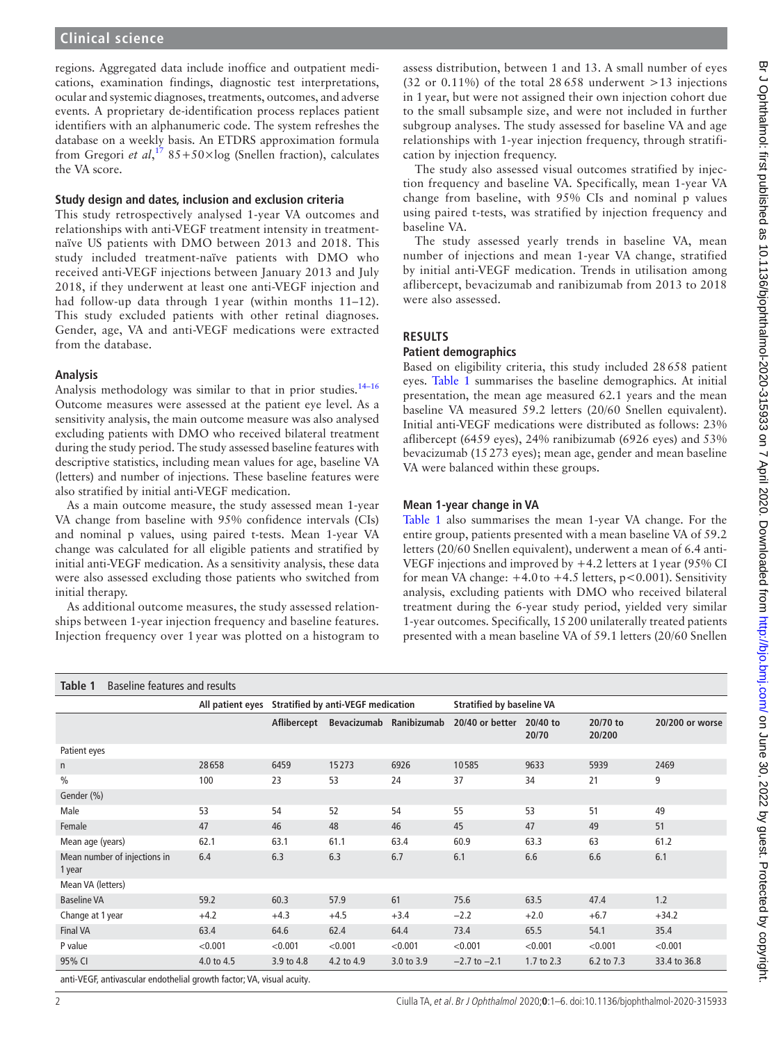regions. Aggregated data include inoffice and outpatient medications, examination findings, diagnostic test interpretations, ocular and systemic diagnoses, treatments, outcomes, and adverse events. A proprietary de-identification process replaces patient identifiers with an alphanumeric code. The system refreshes the database on a weekly basis. An ETDRS approximation formula from Gregori *et al*,[17] 85+50×log (Snellen fraction), calculates the VA score.

### Study design and dates, inclusion and exclusion criteria

This study retrospectively analysed 1-year VA outcomes and relationships with anti-VEGF treatment intensity in treatment-naïve US patients with DMO between 2013 and 2018. This study included treatment-naïve patients with DMO who received anti-VEGF injections between January 2013 and July 2018, if they underwent at least one anti-VEGF injection and had follow-up data through 1 year (within months 11–12). This study excluded patients with other retinal diagnoses. Gender, age, VA and anti-VEGF medications were extracted from the database.

### Analysis

Analysis methodology was similar to that in prior studies.[14–16] Outcome measures were assessed at the patient eye level. As a sensitivity analysis, the main outcome measure was also analysed excluding patients with DMO who received bilateral treatment during the study period. The study assessed baseline features with descriptive statistics, including mean values for age, baseline VA (letters) and number of injections. These baseline features were also stratified by initial anti-VEGF medication.

As a main outcome measure, the study assessed mean 1-year VA change from baseline with 95% confidence intervals (CIs) and nominal p values, using paired t-tests. Mean 1-year VA change was calculated for all eligible patients and stratified by initial anti-VEGF medication. As a sensitivity analysis, these data were also assessed excluding those patients who switched from initial therapy.

As additional outcome measures, the study assessed relationships between 1-year injection frequency and baseline features. Injection frequency over 1 year was plotted on a histogram to assess distribution, between 1 and 13. A small number of eyes (32 or 0.11%) of the total 28 658 underwent >13 injections in 1 year, but were not assigned their own injection cohort due to the small subsample size, and were not included in further subgroup analyses. The study assessed for baseline VA and age relationships with 1-year injection frequency, through stratification by injection frequency.

The study also assessed visual outcomes stratified by injection frequency and baseline VA. Specifically, mean 1-year VA change from baseline, with 95% CIs and nominal p values using paired t-tests, was stratified by injection frequency and baseline VA.

The study assessed yearly trends in baseline VA, mean number of injections and mean 1-year VA change, stratified by initial anti-VEGF medication. Trends in utilisation among aflibercept, bevacizumab and ranibizumab from 2013 to 2018 were also assessed.

## RESULTS

### Patient demographics

Based on eligibility criteria, this study included 28 658 patient eyes. Table 1 summarises the baseline demographics. At initial presentation, the mean age measured 62.1 years and the mean baseline VA measured 59.2 letters (20/60 Snellen equivalent). Initial anti-VEGF medications were distributed as follows: 23% aflibercept (6459 eyes), 24% ranibizumab (6926 eyes) and 53% bevacizumab (15 273 eyes); mean age, gender and mean baseline VA were balanced within these groups.

### Mean 1-year change in VA

Table 1 also summarises the mean 1-year VA change. For the entire group, patients presented with a mean baseline VA of 59.2 letters (20/60 Snellen equivalent), underwent a mean of 6.4 anti-VEGF injections and improved by +4.2 letters at 1 year (95% CI for mean VA change: +4.0 to +4.5 letters, p<0.001). Sensitivity analysis, excluding patients with DMO who received bilateral treatment during the 6-year study period, yielded very similar 1-year outcomes. Specifically, 15 200 unilaterally treated patients presented with a mean baseline VA of 59.1 letters (20/60 Snellen

**Table 1** Baseline features and results

| | All patient eyes | Stratified by anti-VEGF medication | | | Stratified by baseline VA | | | |
|---|---|---|---|---|---|---|---|---|
| | | Aflibercept | Bevacizumab | Ranibizumab | 20/40 or better | 20/40 to 20/70 | 20/70 to 20/200 | 20/200 or worse |
| Patient eyes | | | | | | | | |
| n | 28658 | 6459 | 15273 | 6926 | 10585 | 9633 | 5939 | 2469 |
| % | 100 | 23 | 53 | 24 | 37 | 34 | 21 | 9 |
| Gender (%) | | | | | | | | |
| Male | 53 | 54 | 52 | 54 | 55 | 53 | 51 | 49 |
| Female | 47 | 46 | 48 | 46 | 45 | 47 | 49 | 51 |
| Mean age (years) | 62.1 | 63.1 | 61.1 | 63.4 | 60.9 | 63.3 | 63 | 61.2 |
| Mean number of injections in 1 year | 6.4 | 6.3 | 6.3 | 6.7 | 6.1 | 6.6 | 6.6 | 6.1 |
| Mean VA (letters) | | | | | | | | |
| Baseline VA | 59.2 | 60.3 | 57.9 | 61 | 75.6 | 63.5 | 47.4 | 1.2 |
| Change at 1 year | +4.2 | +4.3 | +4.5 | +3.4 | −2.2 | +2.0 | +6.7 | +34.2 |
| Final VA | 63.4 | 64.6 | 62.4 | 64.4 | 73.4 | 65.5 | 54.1 | 35.4 |
| P value | <0.001 | <0.001 | <0.001 | <0.001 | <0.001 | <0.001 | <0.001 | <0.001 |
| 95% CI | 4.0 to 4.5 | 3.9 to 4.8 | 4.2 to 4.9 | 3.0 to 3.9 | −2.7 to −2.1 | 1.7 to 2.3 | 6.2 to 7.3 | 33.4 to 36.8 |

anti-VEGF, antivascular endothelial growth factor; VA, visual acuity.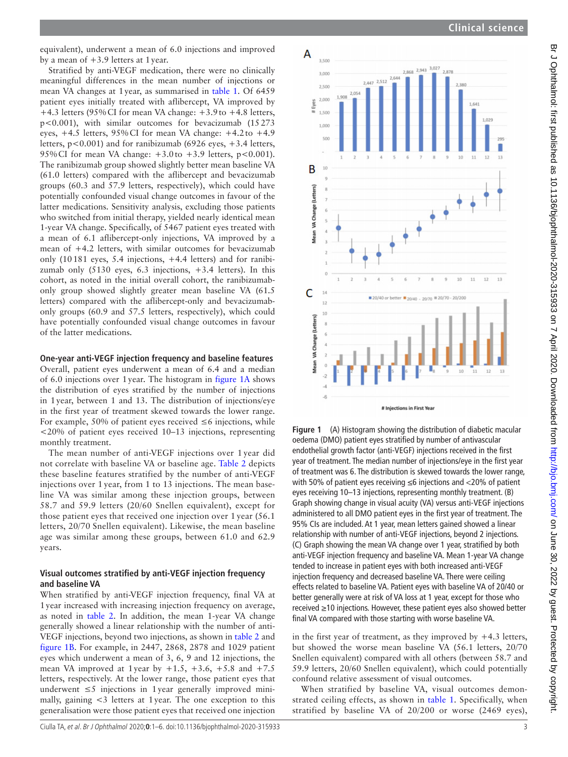equivalent), underwent a mean of 6.0 injections and improved by a mean of +3.9 letters at 1 year.

Stratified by anti-VEGF medication, there were no clinically meaningful differences in the mean number of injections or mean VA changes at 1 year, as summarised in table 1. Of 6459 patient eyes initially treated with aflibercept, VA improved by +4.3 letters (95% CI for mean VA change: +3.9 to +4.8 letters, $p<0.001$), with similar outcomes for bevacizumab (15 273 eyes, +4.5 letters, 95% CI for mean VA change: +4.2 to +4.9 letters, $p<0.001$) and for ranibizumab (6926 eyes, +3.4 letters, 95% CI for mean VA change: +3.0 to +3.9 letters, $p<0.001$). The ranibizumab group showed slightly better mean baseline VA (61.0 letters) compared with the aflibercept and bevacizumab groups (60.3 and 57.9 letters, respectively), which could have potentially confounded visual change outcomes in favour of the latter medications. Sensitivity analysis, excluding those patients who switched from initial therapy, yielded nearly identical mean 1-year VA change. Specifically, of 5467 patient eyes treated with a mean of 6.1 aflibercept-only injections, VA improved by a mean of +4.2 letters, with similar outcomes for bevacizumab only (10 181 eyes, 5.4 injections, +4.4 letters) and for ranibizumab only (5130 eyes, 6.3 injections, +3.4 letters). In this cohort, as noted in the initial overall cohort, the ranibizumab-only group showed slightly greater mean baseline VA (61.5 letters) compared with the aflibercept-only and bevacizumab-only groups (60.9 and 57.5 letters, respectively), which could have potentially confounded visual change outcomes in favour of the latter medications.

### One-year anti-VEGF injection frequency and baseline features

Overall, patient eyes underwent a mean of 6.4 and a median of 6.0 injections over 1 year. The histogram in figure 1A shows the distribution of eyes stratified by the number of injections in 1 year, between 1 and 13. The distribution of injections/eye in the first year of treatment skewed towards the lower range. For example, 50% of patient eyes received ≤6 injections, while <20% of patient eyes received 10–13 injections, representing monthly treatment.

The mean number of anti-VEGF injections over 1 year did not correlate with baseline VA or baseline age. Table 2 depicts these baseline features stratified by the number of anti-VEGF injections over 1 year, from 1 to 13 injections. The mean baseline VA was similar among these injection groups, between 58.7 and 59.9 letters (20/60 Snellen equivalent), except for those patient eyes that received one injection over 1 year (56.1 letters, 20/70 Snellen equivalent). Likewise, the mean baseline age was similar among these groups, between 61.0 and 62.9 years.

### Visual outcomes stratified by anti-VEGF injection frequency and baseline VA

When stratified by anti-VEGF injection frequency, final VA at 1 year increased with increasing injection frequency on average, as noted in table 2. In addition, the mean 1-year VA change generally showed a linear relationship with the number of anti-VEGF injections, beyond two injections, as shown in table 2 and figure 1B. For example, in 2447, 2868, 2878 and 1029 patient eyes which underwent a mean of 3, 6, 9 and 12 injections, the mean VA improved at 1 year by +1.5, +3.6, +5.8 and +7.5 letters, respectively. At the lower range, those patient eyes that underwent ≤5 injections in 1 year generally improved minimally, gaining <3 letters at 1 year. The one exception to this generalisation were those patient eyes that received one injection in the first year of treatment, as they improved by +4.3 letters, but showed the worse mean baseline VA (56.1 letters, 20/70 Snellen equivalent) compared with all others (between 58.7 and 59.9 letters, 20/60 Snellen equivalent), which could potentially confound relative assessment of visual outcomes.

When stratified by baseline VA, visual outcomes demonstrated ceiling effects, as shown in table 1. Specifically, when stratified by baseline VA of 20/200 or worse (2469 eyes),

**Figure 1** (A) Histogram showing the distribution of diabetic macular oedema (DMO) patient eyes stratified by number of antivascular endothelial growth factor (anti-VEGF) injections received in the first year of treatment. The median number of injections/eye in the first year of treatment was 6. The distribution is skewed towards the lower range, with 50% of patient eyes receiving ≤6 injections and <20% of patient eyes receiving 10–13 injections, representing monthly treatment. (B) Graph showing change in visual acuity (VA) versus anti-VEGF injections administered to all DMO patient eyes in the first year of treatment. The 95% CIs are included. At 1 year, mean letters gained showed a linear relationship with number of anti-VEGF injections, beyond 2 injections. (C) Graph showing the mean VA change over 1 year, stratified by both anti-VEGF injection frequency and baseline VA. Mean 1-year VA change tended to increase in patient eyes with both increased anti-VEGF injection frequency and decreased baseline VA. There were ceiling effects related to baseline VA. Patient eyes with baseline VA of 20/40 or better generally were at risk of VA loss at 1 year, except for those who received ≥10 injections. However, these patient eyes also showed better final VA compared with those starting with worse baseline VA.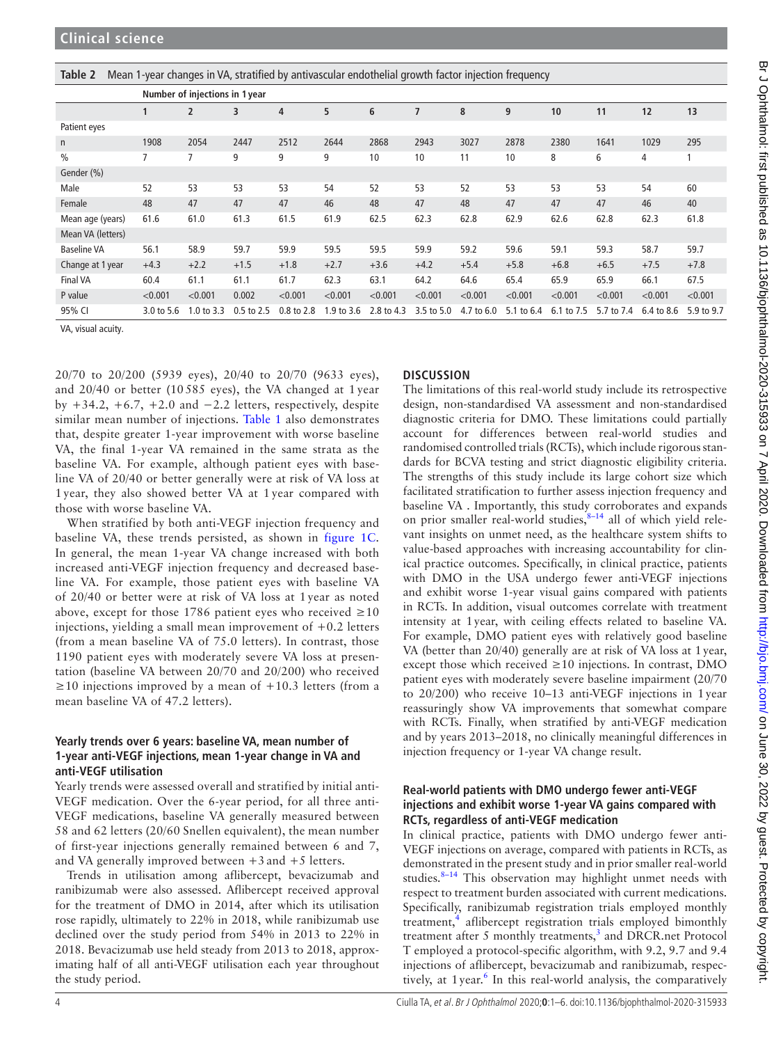**Table 2** Mean 1-year changes in VA, stratified by antivascular endothelial growth factor injection frequency

| | Number of injections in 1 year | | | | | | | | | | | | |
|---|---|---|---|---|---|---|---|---|---|---|---|---|---|
| | 1 | 2 | 3 | 4 | 5 | 6 | 7 | 8 | 9 | 10 | 11 | 12 | 13 |
| Patient eyes | | | | | | | | | | | | | |
| n | 1908 | 2054 | 2447 | 2512 | 2644 | 2868 | 2943 | 3027 | 2878 | 2380 | 1641 | 1029 | 295 |
| % | 7 | 7 | 9 | 9 | 9 | 10 | 10 | 11 | 10 | 8 | 6 | 4 | 1 |
| Gender (%) | | | | | | | | | | | | | |
| Male | 52 | 53 | 53 | 53 | 54 | 52 | 53 | 52 | 53 | 53 | 53 | 54 | 60 |
| Female | 48 | 47 | 47 | 47 | 46 | 48 | 47 | 48 | 47 | 47 | 47 | 46 | 40 |
| Mean age (years) | 61.6 | 61.0 | 61.3 | 61.5 | 61.9 | 62.5 | 62.3 | 62.8 | 62.9 | 62.6 | 62.8 | 62.3 | 61.8 |
| Mean VA (letters) | | | | | | | | | | | | | |
| Baseline VA | 56.1 | 58.9 | 59.7 | 59.9 | 59.5 | 59.5 | 59.9 | 59.2 | 59.6 | 59.1 | 59.3 | 58.7 | 59.7 |
| Change at 1 year | +4.3 | +2.2 | +1.5 | +1.8 | +2.7 | +3.6 | +4.2 | +5.4 | +5.8 | +6.8 | +6.5 | +7.5 | +7.8 |
| Final VA | 60.4 | 61.1 | 61.1 | 61.7 | 62.3 | 63.1 | 64.2 | 64.6 | 65.4 | 65.9 | 65.9 | 66.1 | 67.5 |
| P value | <0.001 | <0.001 | 0.002 | <0.001 | <0.001 | <0.001 | <0.001 | <0.001 | <0.001 | <0.001 | <0.001 | <0.001 | <0.001 |
| 95% CI | 3.0 to 5.6 | 1.0 to 3.3 | 0.5 to 2.5 | 0.8 to 2.8 | 1.9 to 3.6 | 2.8 to 4.3 | 3.5 to 5.0 | 4.7 to 6.0 | 5.1 to 6.4 | 6.1 to 7.5 | 5.7 to 7.4 | 6.4 to 8.6 | 5.9 to 9.7 |

VA, visual acuity.

20/70 to 20/200 (5939 eyes), 20/40 to 20/70 (9633 eyes), and 20/40 or better (10 585 eyes), the VA changed at 1 year by +34.2, +6.7, +2.0 and −2.2 letters, respectively, despite similar mean number of injections. Table 1 also demonstrates that, despite greater 1-year improvement with worse baseline VA, the final 1-year VA remained in the same strata as the baseline VA. For example, although patient eyes with baseline VA of 20/40 or better generally were at risk of VA loss at 1 year, they also showed better VA at 1 year compared with those with worse baseline VA.

When stratified by both anti-VEGF injection frequency and baseline VA, these trends persisted, as shown in figure 1C. In general, the mean 1-year VA change increased with both increased anti-VEGF injection frequency and decreased baseline VA. For example, those patient eyes with baseline VA of 20/40 or better were at risk of VA loss at 1 year as noted above, except for those 1786 patient eyes who received ≥10 injections, yielding a small mean improvement of +0.2 letters (from a mean baseline VA of 75.0 letters). In contrast, those 1190 patient eyes with moderately severe VA loss at presentation (baseline VA between 20/70 and 20/200) who received ≥10 injections improved by a mean of +10.3 letters (from a mean baseline VA of 47.2 letters).

### Yearly trends over 6 years: baseline VA, mean number of 1-year anti-VEGF injections, mean 1-year change in VA and anti-VEGF utilisation

Yearly trends were assessed overall and stratified by initial anti-VEGF medication. Over the 6-year period, for all three anti-VEGF medications, baseline VA generally measured between 58 and 62 letters (20/60 Snellen equivalent), the mean number of first-year injections generally remained between 6 and 7, and VA generally improved between +3 and +5 letters.

Trends in utilisation among aflibercept, bevacizumab and ranibizumab were also assessed. Aflibercept received approval for the treatment of DMO in 2014, after which its utilisation rose rapidly, ultimately to 22% in 2018, while ranibizumab use declined over the study period from 54% in 2013 to 22% in 2018. Bevacizumab use held steady from 2013 to 2018, approximating half of all anti-VEGF utilisation each year throughout the study period.

## DISCUSSION

The limitations of this real-world study include its retrospective design, non-standardised VA assessment and non-standardised diagnostic criteria for DMO. These limitations could partially account for differences between real-world studies and randomised controlled trials (RCTs), which include rigorous standards for BCVA testing and strict diagnostic eligibility criteria. The strengths of this study include its large cohort size which facilitated stratification to further assess injection frequency and baseline VA . Importantly, this study corroborates and expands on prior smaller real-world studies,[8–14] all of which yield relevant insights on unmet need, as the healthcare system shifts to value-based approaches with increasing accountability for clinical practice outcomes. Specifically, in clinical practice, patients with DMO in the USA undergo fewer anti-VEGF injections and exhibit worse 1-year visual gains compared with patients in RCTs. In addition, visual outcomes correlate with treatment intensity at 1 year, with ceiling effects related to baseline VA. For example, DMO patient eyes with relatively good baseline VA (better than 20/40) generally are at risk of VA loss at 1 year, except those which received ≥10 injections. In contrast, DMO patient eyes with moderately severe baseline impairment (20/70 to 20/200) who receive 10–13 anti-VEGF injections in 1 year reassuringly show VA improvements that somewhat compare with RCTs. Finally, when stratified by anti-VEGF medication and by years 2013–2018, no clinically meaningful differences in injection frequency or 1-year VA change result.

### Real-world patients with DMO undergo fewer anti-VEGF injections and exhibit worse 1-year VA gains compared with RCTs, regardless of anti-VEGF medication

In clinical practice, patients with DMO undergo fewer anti-VEGF injections on average, compared with patients in RCTs, as demonstrated in the present study and in prior smaller real-world studies.[8–14] This observation may highlight unmet needs with respect to treatment burden associated with current medications. Specifically, ranibizumab registration trials employed monthly treatment,[4] aflibercept registration trials employed bimonthly treatment after 5 monthly treatments,[3] and DRCR.net Protocol T employed a protocol-specific algorithm, with 9.2, 9.7 and 9.4 injections of aflibercept, bevacizumab and ranibizumab, respectively, at 1 year.[6] In this real-world analysis, the comparatively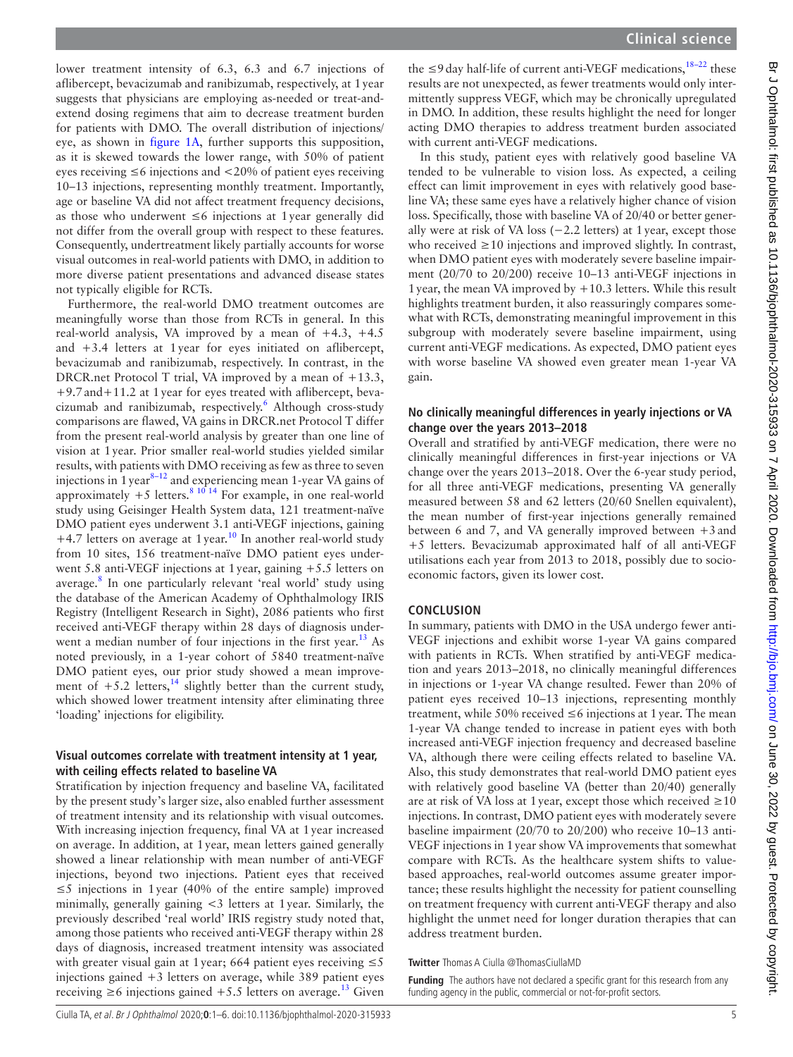lower treatment intensity of 6.3, 6.3 and 6.7 injections of aflibercept, bevacizumab and ranibizumab, respectively, at 1 year suggests that physicians are employing as-needed or treat-and-extend dosing regimens that aim to decrease treatment burden for patients with DMO. The overall distribution of injections/eye, as shown in figure 1A, further supports this supposition, as it is skewed towards the lower range, with 50% of patient eyes receiving ≤6 injections and <20% of patient eyes receiving 10–13 injections, representing monthly treatment. Importantly, age or baseline VA did not affect treatment frequency decisions, as those who underwent ≤6 injections at 1 year generally did not differ from the overall group with respect to these features. Consequently, undertreatment likely partially accounts for worse visual outcomes in real-world patients with DMO, in addition to more diverse patient presentations and advanced disease states not typically eligible for RCTs.

Furthermore, the real-world DMO treatment outcomes are meaningfully worse than those from RCTs in general. In this real-world analysis, VA improved by a mean of +4.3, +4.5 and +3.4 letters at 1 year for eyes initiated on aflibercept, bevacizumab and ranibizumab, respectively. In contrast, in the DRCR.net Protocol T trial, VA improved by a mean of +13.3, +9.7 and +11.2 at 1 year for eyes treated with aflibercept, bevacizumab and ranibizumab, respectively.[6] Although cross-study comparisons are flawed, VA gains in DRCR.net Protocol T differ from the present real-world analysis by greater than one line of vision at 1 year. Prior smaller real-world studies yielded similar results, with patients with DMO receiving as few as three to seven injections in 1 year[8–12] and experiencing mean 1-year VA gains of approximately +5 letters.[8 10 14] For example, in one real-world study using Geisinger Health System data, 121 treatment-naïve DMO patient eyes underwent 3.1 anti-VEGF injections, gaining +4.7 letters on average at 1 year.[10] In another real-world study from 10 sites, 156 treatment-naïve DMO patient eyes underwent 5.8 anti-VEGF injections at 1 year, gaining +5.5 letters on average.[8] In one particularly relevant 'real world' study using the database of the American Academy of Ophthalmology IRIS Registry (Intelligent Research in Sight), 2086 patients who first received anti-VEGF therapy within 28 days of diagnosis underwent a median number of four injections in the first year.[13] As noted previously, in a 1-year cohort of 5840 treatment-naïve DMO patient eyes, our prior study showed a mean improvement of +5.2 letters,[14] slightly better than the current study, which showed lower treatment intensity after eliminating three 'loading' injections for eligibility.

### Visual outcomes correlate with treatment intensity at 1 year, with ceiling effects related to baseline VA

Stratification by injection frequency and baseline VA, facilitated by the present study's larger size, also enabled further assessment of treatment intensity and its relationship with visual outcomes. With increasing injection frequency, final VA at 1 year increased on average. In addition, at 1 year, mean letters gained generally showed a linear relationship with mean number of anti-VEGF injections, beyond two injections. Patient eyes that received ≤5 injections in 1 year (40% of the entire sample) improved minimally, generally gaining <3 letters at 1 year. Similarly, the previously described 'real world' IRIS registry study noted that, among those patients who received anti-VEGF therapy within 28 days of diagnosis, increased treatment intensity was associated with greater visual gain at 1 year; 664 patient eyes receiving ≤5 injections gained +3 letters on average, while 389 patient eyes receiving ≥6 injections gained +5.5 letters on average.[13] Given the ≤9 day half-life of current anti-VEGF medications,[18–22] these results are not unexpected, as fewer treatments would only intermittently suppress VEGF, which may be chronically upregulated in DMO. In addition, these results highlight the need for longer acting DMO therapies to address treatment burden associated with current anti-VEGF medications.

In this study, patient eyes with relatively good baseline VA tended to be vulnerable to vision loss. As expected, a ceiling effect can limit improvement in eyes with relatively good baseline VA; these same eyes have a relatively higher chance of vision loss. Specifically, those with baseline VA of 20/40 or better generally were at risk of VA loss (−2.2 letters) at 1 year, except those who received ≥10 injections and improved slightly. In contrast, when DMO patient eyes with moderately severe baseline impairment (20/70 to 20/200) receive 10–13 anti-VEGF injections in 1 year, the mean VA improved by +10.3 letters. While this result highlights treatment burden, it also reassuringly compares somewhat with RCTs, demonstrating meaningful improvement in this subgroup with moderately severe baseline impairment, using current anti-VEGF medications. As expected, DMO patient eyes with worse baseline VA showed even greater mean 1-year VA gain.

### No clinically meaningful differences in yearly injections or VA change over the years 2013–2018

Overall and stratified by anti-VEGF medication, there were no clinically meaningful differences in first-year injections or VA change over the years 2013–2018. Over the 6-year study period, for all three anti-VEGF medications, presenting VA generally measured between 58 and 62 letters (20/60 Snellen equivalent), the mean number of first-year injections generally remained between 6 and 7, and VA generally improved between +3 and +5 letters. Bevacizumab approximated half of all anti-VEGF utilisations each year from 2013 to 2018, possibly due to socioeconomic factors, given its lower cost.

## CONCLUSION

In summary, patients with DMO in the USA undergo fewer anti-VEGF injections and exhibit worse 1-year VA gains compared with patients in RCTs. When stratified by anti-VEGF medication and years 2013–2018, no clinically meaningful differences in injections or 1-year VA change resulted. Fewer than 20% of patient eyes received 10–13 injections, representing monthly treatment, while 50% received ≤6 injections at 1 year. The mean 1-year VA change tended to increase in patient eyes with both increased anti-VEGF injection frequency and decreased baseline VA, although there were ceiling effects related to baseline VA. Also, this study demonstrates that real-world DMO patient eyes with relatively good baseline VA (better than 20/40) generally are at risk of VA loss at 1 year, except those which received ≥10 injections. In contrast, DMO patient eyes with moderately severe baseline impairment (20/70 to 20/200) who receive 10–13 anti-VEGF injections in 1 year show VA improvements that somewhat compare with RCTs. As the healthcare system shifts to value-based approaches, real-world outcomes assume greater importance; these results highlight the necessity for patient counselling on treatment frequency with current anti-VEGF therapy and also highlight the unmet need for longer duration therapies that can address treatment burden.

**Twitter** Thomas A Ciulla @ThomasCiullaMD

**Funding** The authors have not declared a specific grant for this research from any funding agency in the public, commercial or not-for-profit sectors.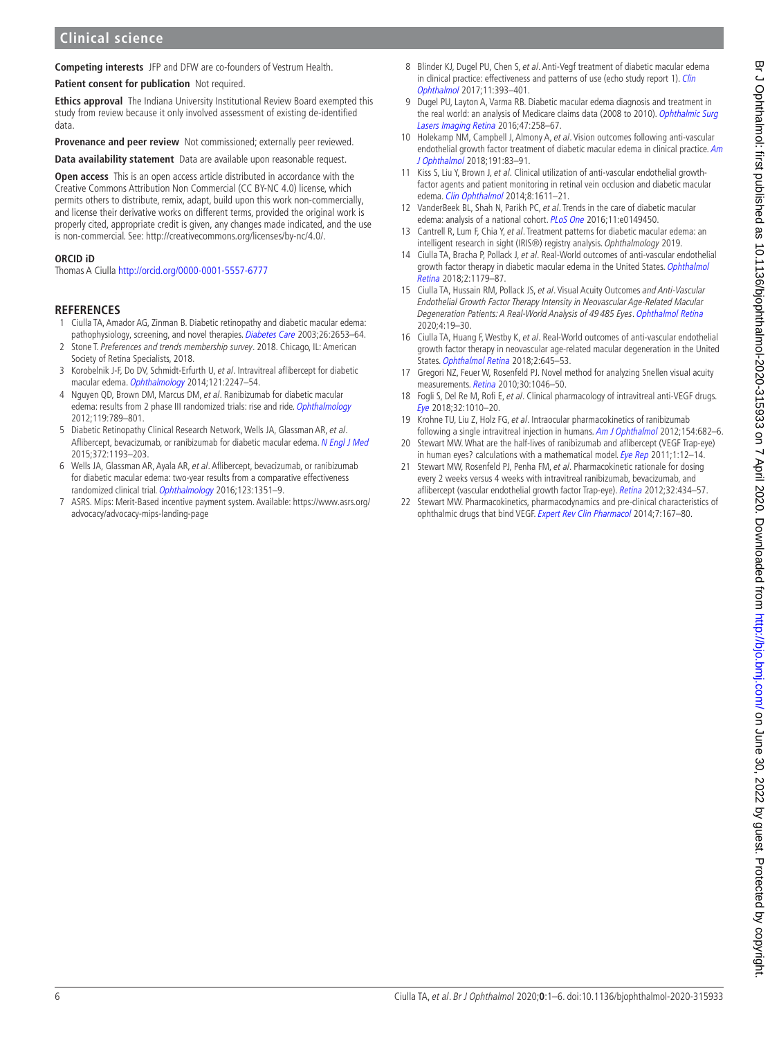**Competing interests** JFP and DFW are co-founders of Vestrum Health.

**Patient consent for publication** Not required.

**Ethics approval** The Indiana University Institutional Review Board exempted this study from review because it only involved assessment of existing de-identified data.

**Provenance and peer review** Not commissioned; externally peer reviewed.

**Data availability statement** Data are available upon reasonable request.

**Open access** This is an open access article distributed in accordance with the Creative Commons Attribution Non Commercial (CC BY-NC 4.0) license, which permits others to distribute, remix, adapt, build upon this work non-commercially, and license their derivative works on different terms, provided the original work is properly cited, appropriate credit is given, any changes made indicated, and the use is non-commercial. See: http://creativecommons.org/licenses/by-nc/4.0/.

**ORCID iD**

Thomas A Ciulla http://orcid.org/0000-0001-5557-6777

## REFERENCES

1. Ciulla TA, Amador AG, Zinman B. Diabetic retinopathy and diabetic macular edema: pathophysiology, screening, and novel therapies. *Diabetes Care* 2003;26:2653–64.
2. Stone T. *Preferences and trends membership survey*. 2018. Chicago, IL: American Society of Retina Specialists, 2018.
3. Korobelnik J-F, Do DV, Schmidt-Erfurth U, *et al*. Intravitreal aflibercept for diabetic macular edema. *Ophthalmology* 2014;121:2247–54.
4. Nguyen QD, Brown DM, Marcus DM, *et al*. Ranibizumab for diabetic macular edema: results from 2 phase III randomized trials: rise and ride. *Ophthalmology* 2012;119:789–801.
5. Diabetic Retinopathy Clinical Research Network, Wells JA, Glassman AR, *et al*. Aflibercept, bevacizumab, or ranibizumab for diabetic macular edema. *N Engl J Med* 2015;372:1193–203.
6. Wells JA, Glassman AR, Ayala AR, *et al*. Aflibercept, bevacizumab, or ranibizumab for diabetic macular edema: two-year results from a comparative effectiveness randomized clinical trial. *Ophthalmology* 2016;123:1351–9.
7. ASRS. Mips: Merit-Based incentive payment system. Available: https://www.asrs.org/advocacy/advocacy-mips-landing-page
8. Blinder KJ, Dugel PU, Chen S, *et al*. Anti-Vegf treatment of diabetic macular edema in clinical practice: effectiveness and patterns of use (echo study report 1). *Clin Ophthalmol* 2017;11:393–401.
9. Dugel PU, Layton A, Varma RB. Diabetic macular edema diagnosis and treatment in the real world: an analysis of Medicare claims data (2008 to 2010). *Ophthalmic Surg Lasers Imaging Retina* 2016;47:258–67.
10. Holekamp NM, Campbell J, Almony A, *et al*. Vision outcomes following anti-vascular endothelial growth factor treatment of diabetic macular edema in clinical practice. *Am J Ophthalmol* 2018;191:83–91.
11. Kiss S, Liu Y, Brown J, *et al*. Clinical utilization of anti-vascular endothelial growth-factor agents and patient monitoring in retinal vein occlusion and diabetic macular edema. *Clin Ophthalmol* 2014;8:1611–21.
12. VanderBeek BL, Shah N, Parikh PC, *et al*. Trends in the care of diabetic macular edema: analysis of a national cohort. *PLoS One* 2016;11:e0149450.
13. Cantrell R, Lum F, Chia Y, *et al*. Treatment patterns for diabetic macular edema: an intelligent research in sight (IRIS®) registry analysis. *Ophthalmology* 2019.
14. Ciulla TA, Bracha P, Pollack J, *et al*. Real-World outcomes of anti-vascular endothelial growth factor therapy in diabetic macular edema in the United States. *Ophthalmol Retina* 2018;2:1179–87.
15. Ciulla TA, Hussain RM, Pollack JS, *et al*. Visual Acuity Outcomes *and Anti-Vascular Endothelial Growth Factor Therapy Intensity in Neovascular Age-Related Macular Degeneration Patients: A Real-World Analysis of 49 485 Eyes*. *Ophthalmol Retina* 2020;4:19–30.
16. Ciulla TA, Huang F, Westby K, *et al*. Real-World outcomes of anti-vascular endothelial growth factor therapy in neovascular age-related macular degeneration in the United States. *Ophthalmol Retina* 2018;2:645–53.
17. Gregori NZ, Feuer W, Rosenfeld PJ. Novel method for analyzing Snellen visual acuity measurements. *Retina* 2010;30:1046–50.
18. Fogli S, Del Re M, Rofi E, *et al*. Clinical pharmacology of intravitreal anti-VEGF drugs. *Eye* 2018;32:1010–20.
19. Krohne TU, Liu Z, Holz FG, *et al*. Intraocular pharmacokinetics of ranibizumab following a single intravitreal injection in humans. *Am J Ophthalmol* 2012;154:682–6.
20. Stewart MW. What are the half-lives of ranibizumab and aflibercept (VEGF Trap-eye) in human eyes? calculations with a mathematical model. *Eye Rep* 2011;1:12–14.
21. Stewart MW, Rosenfeld PJ, Penha FM, *et al*. Pharmacokinetic rationale for dosing every 2 weeks versus 4 weeks with intravitreal ranibizumab, bevacizumab, and aflibercept (vascular endothelial growth factor Trap-eye). *Retina* 2012;32:434–57.
22. Stewart MW. Pharmacokinetics, pharmacodynamics and pre-clinical characteristics of ophthalmic drugs that bind VEGF. *Expert Rev Clin Pharmacol* 2014;7:167–80.